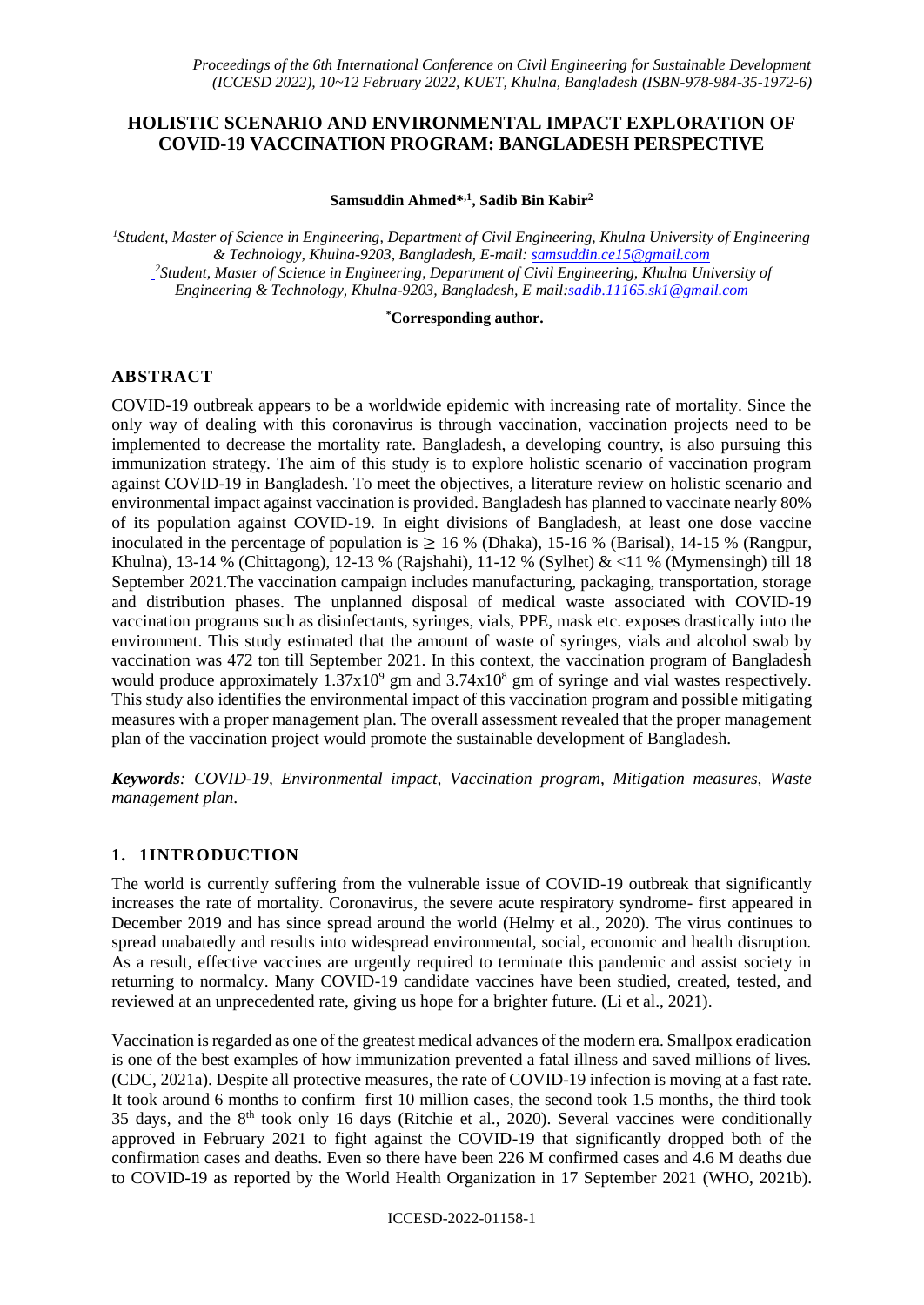# HOLISTIC SCENARIO AND ENVIRONMENTAL IMPACT EXPLORATION OF COVID-19 VACCINATION PROGRAM: BANGLADESH PERSPECTIVE

**Samsuddin Ahmed*[,1], Sadib Bin Kabir[2]**

[1]Student, Master of Science in Engineering, Department of Civil Engineering, Khulna University of Engineering & Technology, Khulna-9203, Bangladesh, E-mail: samsuddin.ce15@gmail.com
[2]Student, Master of Science in Engineering, Department of Civil Engineering, Khulna University of Engineering & Technology, Khulna-9203, Bangladesh, E mail:sadib.11165.sk1@gmail.com

**[*]Corresponding author.**

## ABSTRACT

COVID-19 outbreak appears to be a worldwide epidemic with increasing rate of mortality. Since the only way of dealing with this coronavirus is through vaccination, vaccination projects need to be implemented to decrease the mortality rate. Bangladesh, a developing country, is also pursuing this immunization strategy. The aim of this study is to explore holistic scenario of vaccination program against COVID-19 in Bangladesh. To meet the objectives, a literature review on holistic scenario and environmental impact against vaccination is provided. Bangladesh has planned to vaccinate nearly 80% of its population against COVID-19. In eight divisions of Bangladesh, at least one dose vaccine inoculated in the percentage of population is ≥ 16 % (Dhaka), 15-16 % (Barisal), 14-15 % (Rangpur, Khulna), 13-14 % (Chittagong), 12-13 % (Rajshahi), 11-12 % (Sylhet) & <11 % (Mymensingh) till 18 September 2021.The vaccination campaign includes manufacturing, packaging, transportation, storage and distribution phases. The unplanned disposal of medical waste associated with COVID-19 vaccination programs such as disinfectants, syringes, vials, PPE, mask etc. exposes drastically into the environment. This study estimated that the amount of waste of syringes, vials and alcohol swab by vaccination was 472 ton till September 2021. In this context, the vaccination program of Bangladesh would produce approximately $1.37\text{x}10^9$ gm and $3.74\text{x}10^8$ gm of syringe and vial wastes respectively. This study also identifies the environmental impact of this vaccination program and possible mitigating measures with a proper management plan. The overall assessment revealed that the proper management plan of the vaccination project would promote the sustainable development of Bangladesh.

***Keywords**: COVID-19, Environmental impact, Vaccination program, Mitigation measures, Waste management plan.*

## 1. 1INTRODUCTION

The world is currently suffering from the vulnerable issue of COVID-19 outbreak that significantly increases the rate of mortality. Coronavirus, the severe acute respiratory syndrome- first appeared in December 2019 and has since spread around the world (Helmy et al., 2020). The virus continues to spread unabatedly and results into widespread environmental, social, economic and health disruption. As a result, effective vaccines are urgently required to terminate this pandemic and assist society in returning to normalcy. Many COVID-19 candidate vaccines have been studied, created, tested, and reviewed at an unprecedented rate, giving us hope for a brighter future. (Li et al., 2021).

Vaccination is regarded as one of the greatest medical advances of the modern era. Smallpox eradication is one of the best examples of how immunization prevented a fatal illness and saved millions of lives. (CDC, 2021a). Despite all protective measures, the rate of COVID-19 infection is moving at a fast rate. It took around 6 months to confirm first 10 million cases, the second took 1.5 months, the third took 35 days, and the 8th took only 16 days (Ritchie et al., 2020). Several vaccines were conditionally approved in February 2021 to fight against the COVID-19 that significantly dropped both of the confirmation cases and deaths. Even so there have been 226 M confirmed cases and 4.6 M deaths due to COVID-19 as reported by the World Health Organization in 17 September 2021 (WHO, 2021b).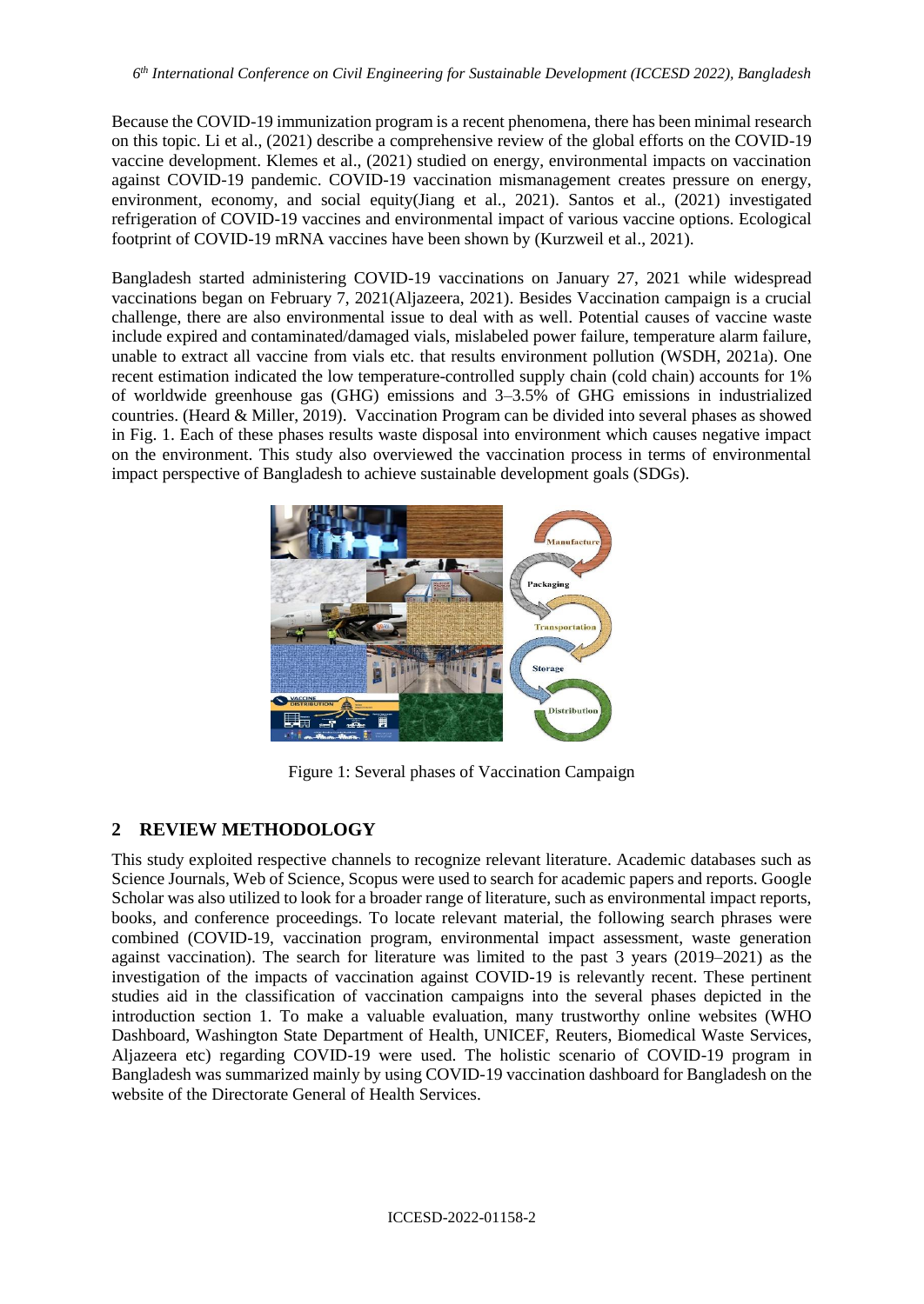Because the COVID-19 immunization program is a recent phenomena, there has been minimal research on this topic. Li et al., (2021) describe a comprehensive review of the global efforts on the COVID-19 vaccine development. Klemes et al., (2021) studied on energy, environmental impacts on vaccination against COVID-19 pandemic. COVID-19 vaccination mismanagement creates pressure on energy, environment, economy, and social equity(Jiang et al., 2021). Santos et al., (2021) investigated refrigeration of COVID-19 vaccines and environmental impact of various vaccine options. Ecological footprint of COVID-19 mRNA vaccines have been shown by (Kurzweil et al., 2021).

Bangladesh started administering COVID-19 vaccinations on January 27, 2021 while widespread vaccinations began on February 7, 2021(Aljazeera, 2021). Besides Vaccination campaign is a crucial challenge, there are also environmental issue to deal with as well. Potential causes of vaccine waste include expired and contaminated/damaged vials, mislabeled power failure, temperature alarm failure, unable to extract all vaccine from vials etc. that results environment pollution (WSDH, 2021a). One recent estimation indicated the low temperature-controlled supply chain (cold chain) accounts for 1% of worldwide greenhouse gas (GHG) emissions and 3–3.5% of GHG emissions in industrialized countries. (Heard & Miller, 2019). Vaccination Program can be divided into several phases as showed in Fig. 1. Each of these phases results waste disposal into environment which causes negative impact on the environment. This study also overviewed the vaccination process in terms of environmental impact perspective of Bangladesh to achieve sustainable development goals (SDGs).

Figure 1: Several phases of Vaccination Campaign

## 2 REVIEW METHODOLOGY

This study exploited respective channels to recognize relevant literature. Academic databases such as Science Journals, Web of Science, Scopus were used to search for academic papers and reports. Google Scholar was also utilized to look for a broader range of literature, such as environmental impact reports, books, and conference proceedings. To locate relevant material, the following search phrases were combined (COVID-19, vaccination program, environmental impact assessment, waste generation against vaccination). The search for literature was limited to the past 3 years (2019–2021) as the investigation of the impacts of vaccination against COVID-19 is relevantly recent. These pertinent studies aid in the classification of vaccination campaigns into the several phases depicted in the introduction section 1. To make a valuable evaluation, many trustworthy online websites (WHO Dashboard, Washington State Department of Health, UNICEF, Reuters, Biomedical Waste Services, Aljazeera etc) regarding COVID-19 were used. The holistic scenario of COVID-19 program in Bangladesh was summarized mainly by using COVID-19 vaccination dashboard for Bangladesh on the website of the Directorate General of Health Services.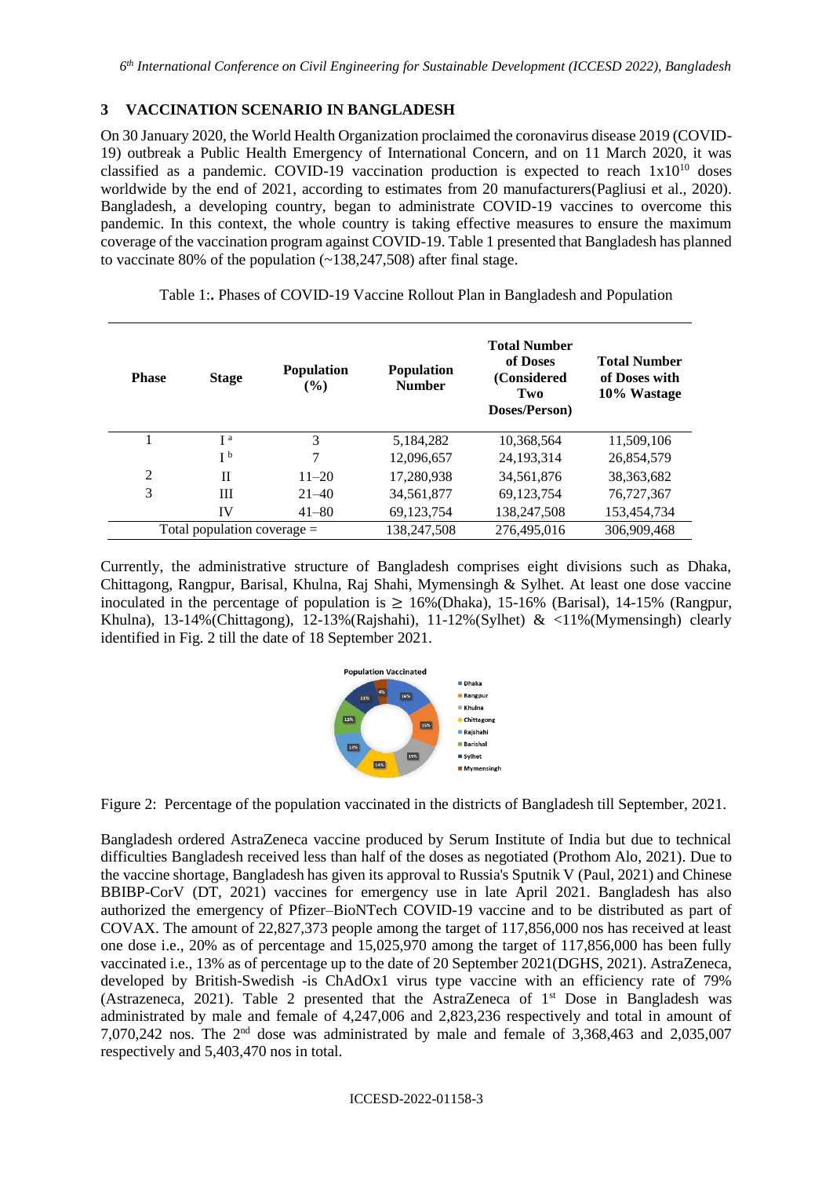## 3 VACCINATION SCENARIO IN BANGLADESH

On 30 January 2020, the World Health Organization proclaimed the coronavirus disease 2019 (COVID-19) outbreak a Public Health Emergency of International Concern, and on 11 March 2020, it was classified as a pandemic. COVID-19 vaccination production is expected to reach $1x10^{10}$ doses worldwide by the end of 2021, according to estimates from 20 manufacturers(Pagliusi et al., 2020). Bangladesh, a developing country, began to administrate COVID-19 vaccines to overcome this pandemic. In this context, the whole country is taking effective measures to ensure the maximum coverage of the vaccination program against COVID-19. Table 1 presented that Bangladesh has planned to vaccinate 80% of the population (~138,247,508) after final stage.

Table 1:**.** Phases of COVID-19 Vaccine Rollout Plan in Bangladesh and Population

| Phase | Stage | Population (%) | Population Number | Total Number of Doses (Considered Two Doses/Person) | Total Number of Doses with 10% Wastage |
|---|---|---|---|---|---|
| 1 | I [a] | 3 | 5,184,282 | 10,368,564 | 11,509,106 |
| | I [b] | 7 | 12,096,657 | 24,193,314 | 26,854,579 |
| 2 | II | 11–20 | 17,280,938 | 34,561,876 | 38,363,682 |
| 3 | III | 21–40 | 34,561,877 | 69,123,754 | 76,727,367 |
| | IV | 41–80 | 69,123,754 | 138,247,508 | 153,454,734 |
| Total population coverage = | | | 138,247,508 | 276,495,016 | 306,909,468 |

Currently, the administrative structure of Bangladesh comprises eight divisions such as Dhaka, Chittagong, Rangpur, Barisal, Khulna, Raj Shahi, Mymensingh & Sylhet. At least one dose vaccine inoculated in the percentage of population is ≥ 16%(Dhaka), 15-16% (Barisal), 14-15% (Rangpur, Khulna), 13-14%(Chittagong), 12-13%(Rajshahi), 11-12%(Sylhet) & <11%(Mymensingh) clearly identified in Fig. 2 till the date of 18 September 2021.

Figure 2: Percentage of the population vaccinated in the districts of Bangladesh till September, 2021.

Bangladesh ordered AstraZeneca vaccine produced by Serum Institute of India but due to technical difficulties Bangladesh received less than half of the doses as negotiated (Prothom Alo, 2021). Due to the vaccine shortage, Bangladesh has given its approval to Russia's Sputnik V (Paul, 2021) and Chinese BBIBP-CorV (DT, 2021) vaccines for emergency use in late April 2021. Bangladesh has also authorized the emergency of Pfizer–BioNTech COVID-19 vaccine and to be distributed as part of COVAX. The amount of 22,827,373 people among the target of 117,856,000 nos has received at least one dose i.e., 20% as of percentage and 15,025,970 among the target of 117,856,000 has been fully vaccinated i.e., 13% as of percentage up to the date of 20 September 2021(DGHS, 2021). AstraZeneca, developed by British-Swedish -is ChAdOx1 virus type vaccine with an efficiency rate of 79% (Astrazeneca, 2021). Table 2 presented that the AstraZeneca of 1st Dose in Bangladesh was administrated by male and female of 4,247,006 and 2,823,236 respectively and total in amount of 7,070,242 nos. The 2nd dose was administrated by male and female of 3,368,463 and 2,035,007 respectively and 5,403,470 nos in total.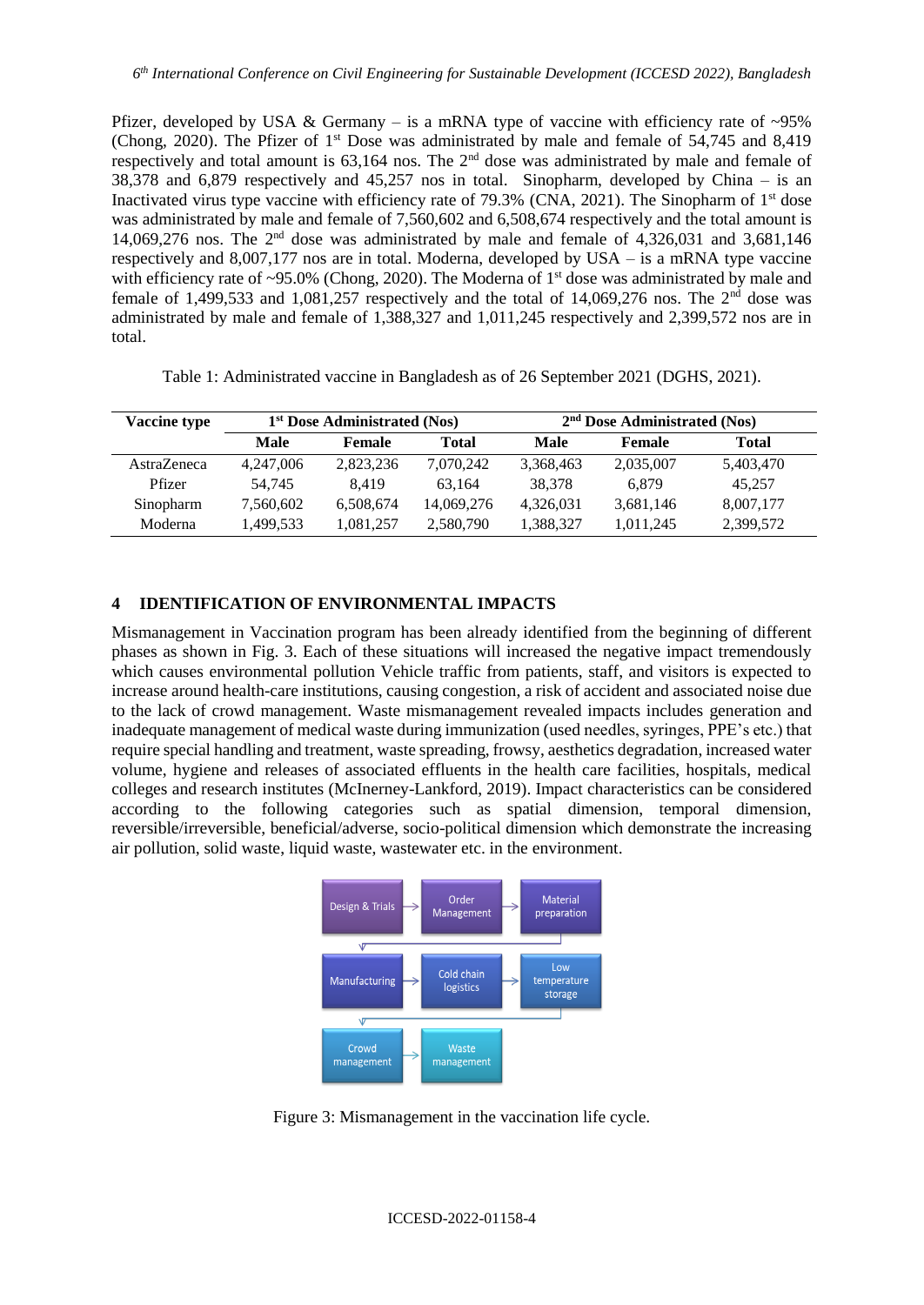Pfizer, developed by USA & Germany – is a mRNA type of vaccine with efficiency rate of ~95% (Chong, 2020). The Pfizer of 1st Dose was administrated by male and female of 54,745 and 8,419 respectively and total amount is 63,164 nos. The 2nd dose was administrated by male and female of 38,378 and 6,879 respectively and 45,257 nos in total. Sinopharm, developed by China – is an Inactivated virus type vaccine with efficiency rate of 79.3% (CNA, 2021). The Sinopharm of 1st dose was administrated by male and female of 7,560,602 and 6,508,674 respectively and the total amount is 14,069,276 nos. The 2nd dose was administrated by male and female of 4,326,031 and 3,681,146 respectively and 8,007,177 nos are in total. Moderna, developed by USA – is a mRNA type vaccine with efficiency rate of ~95.0% (Chong, 2020). The Moderna of 1st dose was administrated by male and female of 1,499,533 and 1,081,257 respectively and the total of 14,069,276 nos. The 2nd dose was administrated by male and female of 1,388,327 and 1,011,245 respectively and 2,399,572 nos are in total.

Table 1: Administrated vaccine in Bangladesh as of 26 September 2021 (DGHS, 2021).

| Vaccine type | 1st Dose Administrated (Nos) | | | 2nd Dose Administrated (Nos) | | |
|---|---|---|---|---|---|---|
| | **Male** | **Female** | **Total** | **Male** | **Female** | **Total** |
| AstraZeneca | 4,247,006 | 2,823,236 | 7,070,242 | 3,368,463 | 2,035,007 | 5,403,470 |
| Pfizer | 54,745 | 8,419 | 63,164 | 38,378 | 6,879 | 45,257 |
| Sinopharm | 7,560,602 | 6,508,674 | 14,069,276 | 4,326,031 | 3,681,146 | 8,007,177 |
| Moderna | 1,499,533 | 1,081,257 | 2,580,790 | 1,388,327 | 1,011,245 | 2,399,572 |

## 4 IDENTIFICATION OF ENVIRONMENTAL IMPACTS

Mismanagement in Vaccination program has been already identified from the beginning of different phases as shown in Fig. 3. Each of these situations will increased the negative impact tremendously which causes environmental pollution Vehicle traffic from patients, staff, and visitors is expected to increase around health-care institutions, causing congestion, a risk of accident and associated noise due to the lack of crowd management. Waste mismanagement revealed impacts includes generation and inadequate management of medical waste during immunization (used needles, syringes, PPE's etc.) that require special handling and treatment, waste spreading, frowsy, aesthetics degradation, increased water volume, hygiene and releases of associated effluents in the health care facilities, hospitals, medical colleges and research institutes (McInerney-Lankford, 2019). Impact characteristics can be considered according to the following categories such as spatial dimension, temporal dimension, reversible/irreversible, beneficial/adverse, socio-political dimension which demonstrate the increasing air pollution, solid waste, liquid waste, wastewater etc. in the environment.

Design & Trials → Order Management → Material preparation → Manufacturing → Cold chain logistics → Low temperature storage → Crowd management → Waste management

Figure 3: Mismanagement in the vaccination life cycle.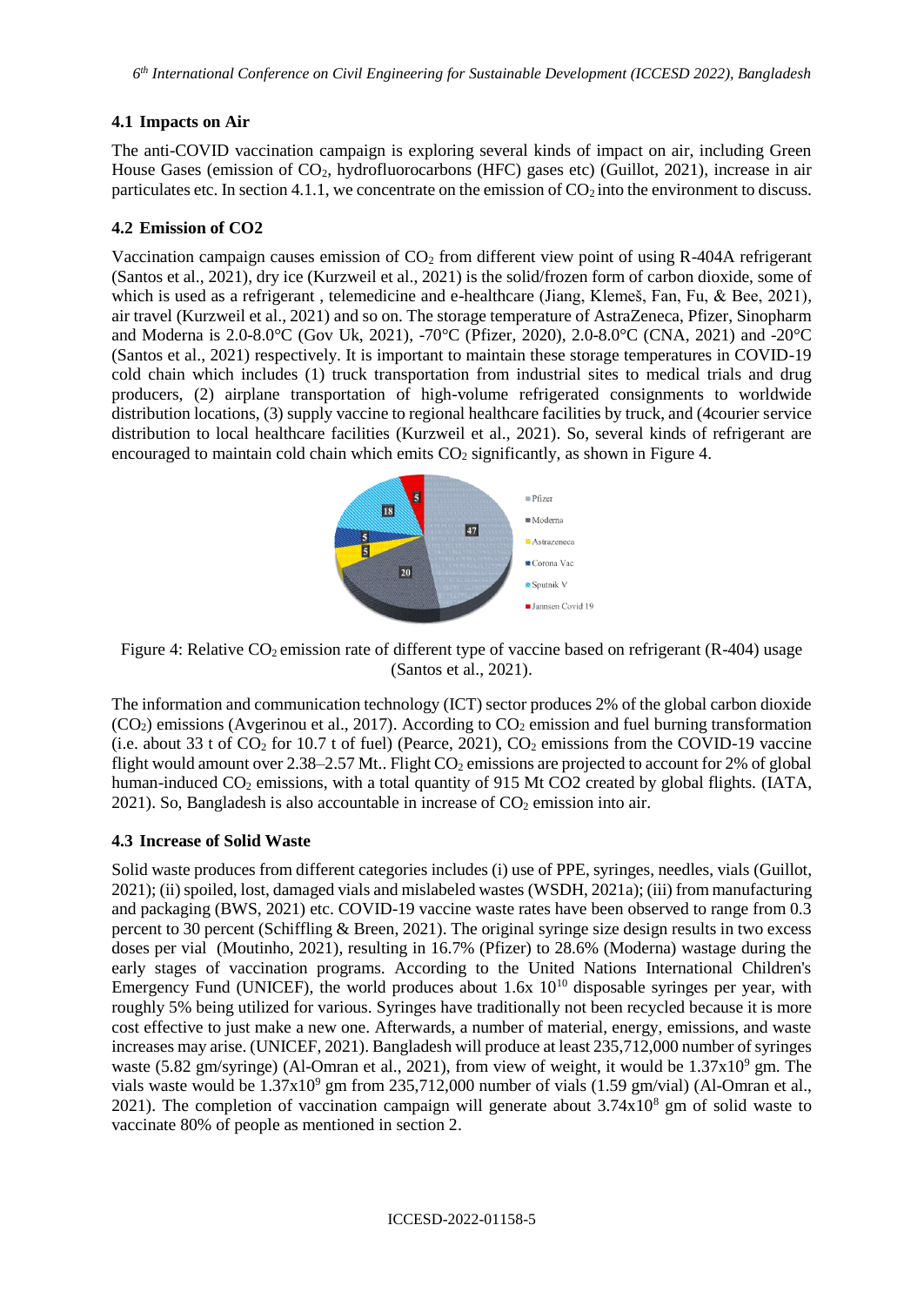### 4.1 Impacts on Air

The anti-COVID vaccination campaign is exploring several kinds of impact on air, including Green House Gases (emission of $CO_2$, hydrofluorocarbons (HFC) gases etc) (Guillot, 2021), increase in air particulates etc. In section 4.1.1, we concentrate on the emission of $CO_2$ into the environment to discuss.

### 4.2 Emission of CO2

Vaccination campaign causes emission of $CO_2$ from different view point of using R-404A refrigerant (Santos et al., 2021), dry ice (Kurzweil et al., 2021) is the solid/frozen form of carbon dioxide, some of which is used as a refrigerant , telemedicine and e-healthcare (Jiang, Klemeš, Fan, Fu, & Bee, 2021), air travel (Kurzweil et al., 2021) and so on. The storage temperature of AstraZeneca, Pfizer, Sinopharm and Moderna is 2.0-8.0°C (Gov Uk, 2021), -70°C (Pfizer, 2020), 2.0-8.0°C (CNA, 2021) and -20°C (Santos et al., 2021) respectively. It is important to maintain these storage temperatures in COVID-19 cold chain which includes (1) truck transportation from industrial sites to medical trials and drug producers, (2) airplane transportation of high-volume refrigerated consignments to worldwide distribution locations, (3) supply vaccine to regional healthcare facilities by truck, and (4courier service distribution to local healthcare facilities (Kurzweil et al., 2021). So, several kinds of refrigerant are encouraged to maintain cold chain which emits $CO_2$ significantly, as shown in Figure 4.

Figure 4: Relative $CO_2$ emission rate of different type of vaccine based on refrigerant (R-404) usage (Santos et al., 2021).

The information and communication technology (ICT) sector produces 2% of the global carbon dioxide ($CO_2$) emissions (Avgerinou et al., 2017). According to $CO_2$ emission and fuel burning transformation (i.e. about 33 t of $CO_2$ for 10.7 t of fuel) (Pearce, 2021), $CO_2$ emissions from the COVID-19 vaccine flight would amount over 2.38–2.57 Mt.. Flight $CO_2$ emissions are projected to account for 2% of global human-induced $CO_2$ emissions, with a total quantity of 915 Mt CO2 created by global flights. (IATA, 2021). So, Bangladesh is also accountable in increase of $CO_2$ emission into air.

### 4.3 Increase of Solid Waste

Solid waste produces from different categories includes (i) use of PPE, syringes, needles, vials (Guillot, 2021); (ii) spoiled, lost, damaged vials and mislabeled wastes (WSDH, 2021a); (iii) from manufacturing and packaging (BWS, 2021) etc. COVID-19 vaccine waste rates have been observed to range from 0.3 percent to 30 percent (Schiffling & Breen, 2021). The original syringe size design results in two excess doses per vial (Moutinho, 2021), resulting in 16.7% (Pfizer) to 28.6% (Moderna) wastage during the early stages of vaccination programs. According to the United Nations International Children's Emergency Fund (UNICEF), the world produces about 1.6x $10^{10}$ disposable syringes per year, with roughly 5% being utilized for various. Syringes have traditionally not been recycled because it is more cost effective to just make a new one. Afterwards, a number of material, energy, emissions, and waste increases may arise. (UNICEF, 2021). Bangladesh will produce at least 235,712,000 number of syringes waste (5.82 gm/syringe) (Al-Omran et al., 2021), from view of weight, it would be 1.37x$10^9$ gm. The vials waste would be 1.37x$10^9$ gm from 235,712,000 number of vials (1.59 gm/vial) (Al-Omran et al., 2021). The completion of vaccination campaign will generate about 3.74x$10^8$ gm of solid waste to vaccinate 80% of people as mentioned in section 2.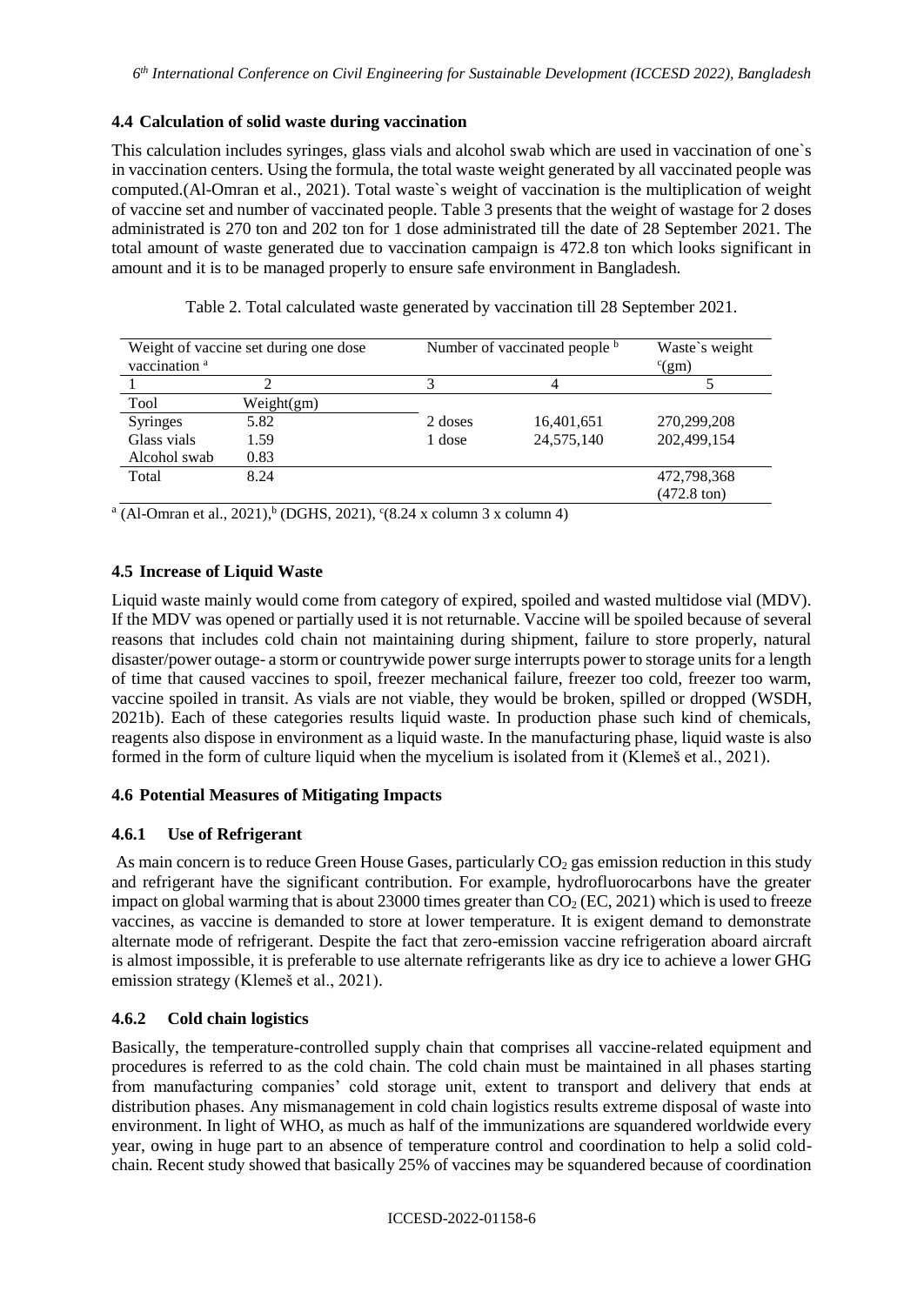### 4.4 Calculation of solid waste during vaccination

This calculation includes syringes, glass vials and alcohol swab which are used in vaccination of one`s in vaccination centers. Using the formula, the total waste weight generated by all vaccinated people was computed.(Al-Omran et al., 2021). Total waste`s weight of vaccination is the multiplication of weight of vaccine set and number of vaccinated people. Table 3 presents that the weight of wastage for 2 doses administrated is 270 ton and 202 ton for 1 dose administrated till the date of 28 September 2021. The total amount of waste generated due to vaccination campaign is 472.8 ton which looks significant in amount and it is to be managed properly to ensure safe environment in Bangladesh.

Table 2. Total calculated waste generated by vaccination till 28 September 2021.

| Weight of vaccine set during one dose vaccination [a] | | Number of vaccinated people [b] | | Waste`s weight [c](gm) |
|---|---|---|---|---|
| 1 | 2 | 3 | 4 | 5 |
| Tool | Weight(gm) | | | |
| Syringes | 5.82 | 2 doses | 16,401,651 | 270,299,208 |
| Glass vials | 1.59 | 1 dose | 24,575,140 | 202,499,154 |
| Alcohol swab | 0.83 | | | |
| Total | 8.24 | | | 472,798,368 (472.8 ton) |

[a] (Al-Omran et al., 2021),[b] (DGHS, 2021), [c](8.24 x column 3 x column 4)

### 4.5 Increase of Liquid Waste

Liquid waste mainly would come from category of expired, spoiled and wasted multidose vial (MDV). If the MDV was opened or partially used it is not returnable. Vaccine will be spoiled because of several reasons that includes cold chain not maintaining during shipment, failure to store properly, natural disaster/power outage- a storm or countrywide power surge interrupts power to storage units for a length of time that caused vaccines to spoil, freezer mechanical failure, freezer too cold, freezer too warm, vaccine spoiled in transit. As vials are not viable, they would be broken, spilled or dropped (WSDH, 2021b). Each of these categories results liquid waste. In production phase such kind of chemicals, reagents also dispose in environment as a liquid waste. In the manufacturing phase, liquid waste is also formed in the form of culture liquid when the mycelium is isolated from it (Klemeš et al., 2021).

### 4.6 Potential Measures of Mitigating Impacts

#### 4.6.1 Use of Refrigerant

As main concern is to reduce Green House Gases, particularly $CO_2$ gas emission reduction in this study and refrigerant have the significant contribution. For example, hydrofluorocarbons have the greater impact on global warming that is about 23000 times greater than $CO_2$ (EC, 2021) which is used to freeze vaccines, as vaccine is demanded to store at lower temperature. It is exigent demand to demonstrate alternate mode of refrigerant. Despite the fact that zero-emission vaccine refrigeration aboard aircraft is almost impossible, it is preferable to use alternate refrigerants like as dry ice to achieve a lower GHG emission strategy (Klemeš et al., 2021).

#### 4.6.2 Cold chain logistics

Basically, the temperature-controlled supply chain that comprises all vaccine-related equipment and procedures is referred to as the cold chain. The cold chain must be maintained in all phases starting from manufacturing companies' cold storage unit, extent to transport and delivery that ends at distribution phases. Any mismanagement in cold chain logistics results extreme disposal of waste into environment. In light of WHO, as much as half of the immunizations are squandered worldwide every year, owing in huge part to an absence of temperature control and coordination to help a solid cold-chain. Recent study showed that basically 25% of vaccines may be squandered because of coordination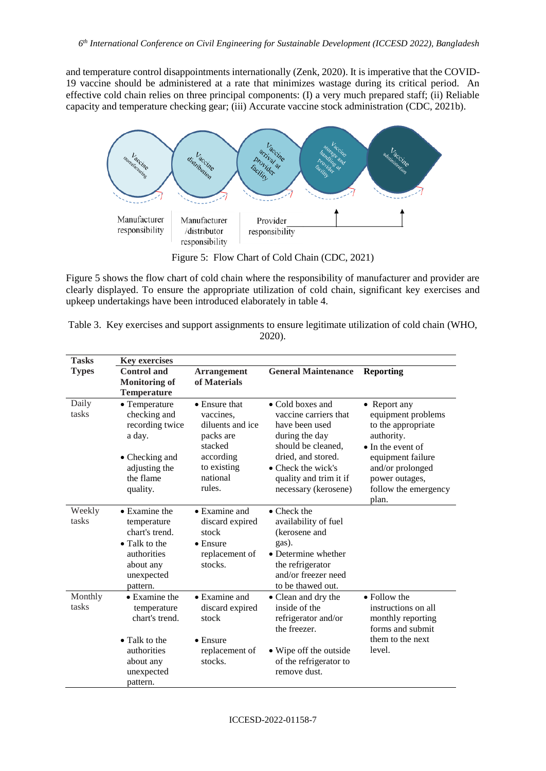and temperature control disappointments internationally (Zenk, 2020). It is imperative that the COVID-19 vaccine should be administered at a rate that minimizes wastage during its critical period. An effective cold chain relies on three principal components: (I) a very much prepared staff; (ii) Reliable capacity and temperature checking gear; (iii) Accurate vaccine stock administration (CDC, 2021b).

Figure 5: Flow Chart of Cold Chain (CDC, 2021)

Figure 5 shows the flow chart of cold chain where the responsibility of manufacturer and provider are clearly displayed. To ensure the appropriate utilization of cold chain, significant key exercises and upkeep undertakings have been introduced elaborately in table 4.

Table 3. Key exercises and support assignments to ensure legitimate utilization of cold chain (WHO, 2020).

| Tasks Types | Key exercises | | | |
|---|---|---|---|---|
| | **Control and Monitoring of Temperature** | **Arrangement of Materials** | **General Maintenance** | **Reporting** |
| Daily tasks | • Temperature checking and recording twice a day. • Checking and adjusting the the flame quality. | • Ensure that vaccines, diluents and ice packs are stacked according to existing national rules. | • Cold boxes and vaccine carriers that have been used during the day should be cleaned, dried, and stored. • Check the wick's quality and trim it if necessary (kerosene) | • Report any equipment problems to the appropriate authority. • In the event of equipment failure and/or prolonged power outages, follow the emergency plan. |
| Weekly tasks | • Examine the temperature chart's trend. • Talk to the authorities about any unexpected pattern. | • Examine and discard expired stock • Ensure replacement of stocks. | • Check the availability of fuel (kerosene and gas). • Determine whether the refrigerator and/or freezer need to be thawed out. | |
| Monthly tasks | • Examine the temperature chart's trend. • Talk to the authorities about any unexpected pattern. | • Examine and discard expired stock • Ensure replacement of stocks. | • Clean and dry the inside of the refrigerator and/or the freezer. • Wipe off the outside of the refrigerator to remove dust. | • Follow the instructions on all monthly reporting forms and submit them to the next level. |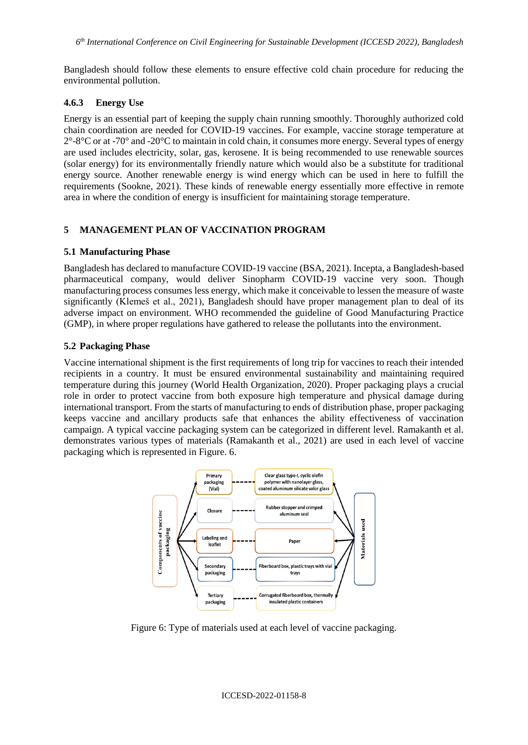Bangladesh should follow these elements to ensure effective cold chain procedure for reducing the environmental pollution.

### 4.6.3 Energy Use

Energy is an essential part of keeping the supply chain running smoothly. Thoroughly authorized cold chain coordination are needed for COVID-19 vaccines. For example, vaccine storage temperature at 2°-8°C or at -70° and -20°C to maintain in cold chain, it consumes more energy. Several types of energy are used includes electricity, solar, gas, kerosene. It is being recommended to use renewable sources (solar energy) for its environmentally friendly nature which would also be a substitute for traditional energy source. Another renewable energy is wind energy which can be used in here to fulfill the requirements (Sookne, 2021). These kinds of renewable energy essentially more effective in remote area in where the condition of energy is insufficient for maintaining storage temperature.

# 5 MANAGEMENT PLAN OF VACCINATION PROGRAM

## 5.1 Manufacturing Phase

Bangladesh has declared to manufacture COVID-19 vaccine (BSA, 2021). Incepta, a Bangladesh-based pharmaceutical company, would deliver Sinopharm COVID-19 vaccine very soon. Though manufacturing process consumes less energy, which make it conceivable to lessen the measure of waste significantly (Klemeš et al., 2021), Bangladesh should have proper management plan to deal of its adverse impact on environment. WHO recommended the guideline of Good Manufacturing Practice (GMP), in where proper regulations have gathered to release the pollutants into the environment.

## 5.2 Packaging Phase

Vaccine international shipment is the first requirements of long trip for vaccines to reach their intended recipients in a country. It must be ensured environmental sustainability and maintaining required temperature during this journey (World Health Organization, 2020). Proper packaging plays a crucial role in order to protect vaccine from both exposure high temperature and physical damage during international transport. From the starts of manufacturing to ends of distribution phase, proper packaging keeps vaccine and ancillary products safe that enhances the ability effectiveness of vaccination campaign. A typical vaccine packaging system can be categorized in different level. Ramakanth et al. demonstrates various types of materials (Ramakanth et al., 2021) are used in each level of vaccine packaging which is represented in Figure. 6.

| Components of vaccine packaging | Materials used |
|---|---|
| Primary packaging (Vial) | Clear glass type-I, cyclic olefin polymer with nanolayer glass, coated aluminum silicate valor glass |
| Closure | Rubber stopper and crimped aluminum seal |
| Labeling and leaflet | Paper |
| Secondary packaging | Fiberboard box, plastic trays with vial trays |
| Tertiary packaging | Corrugated fiberboard box, thermally insulated plastic containers |

Figure 6: Type of materials used at each level of vaccine packaging.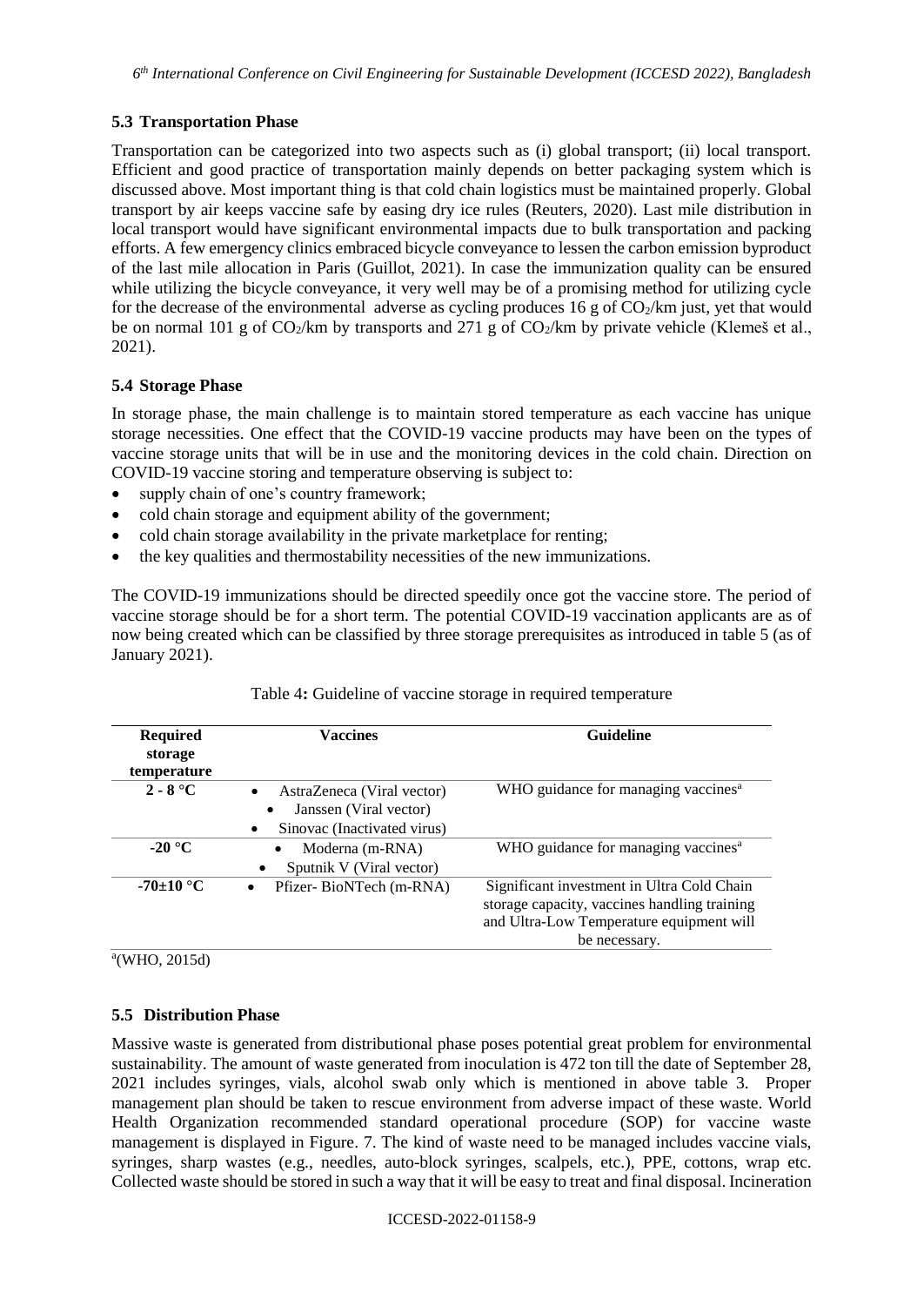### 5.3 Transportation Phase

Transportation can be categorized into two aspects such as (i) global transport; (ii) local transport. Efficient and good practice of transportation mainly depends on better packaging system which is discussed above. Most important thing is that cold chain logistics must be maintained properly. Global transport by air keeps vaccine safe by easing dry ice rules (Reuters, 2020). Last mile distribution in local transport would have significant environmental impacts due to bulk transportation and packing efforts. A few emergency clinics embraced bicycle conveyance to lessen the carbon emission byproduct of the last mile allocation in Paris (Guillot, 2021). In case the immunization quality can be ensured while utilizing the bicycle conveyance, it very well may be of a promising method for utilizing cycle for the decrease of the environmental adverse as cycling produces 16 g of $CO_2$/km just, yet that would be on normal 101 g of $CO_2$/km by transports and 271 g of $CO_2$/km by private vehicle (Klemeš et al., 2021).

### 5.4 Storage Phase

In storage phase, the main challenge is to maintain stored temperature as each vaccine has unique storage necessities. One effect that the COVID-19 vaccine products may have been on the types of vaccine storage units that will be in use and the monitoring devices in the cold chain. Direction on COVID-19 vaccine storing and temperature observing is subject to:

- supply chain of one's country framework;
- cold chain storage and equipment ability of the government;
- cold chain storage availability in the private marketplace for renting;
- the key qualities and thermostability necessities of the new immunizations.

The COVID-19 immunizations should be directed speedily once got the vaccine store. The period of vaccine storage should be for a short term. The potential COVID-19 vaccination applicants are as of now being created which can be classified by three storage prerequisites as introduced in table 5 (as of January 2021).

Table 4**:** Guideline of vaccine storage in required temperature

| Required storage temperature | Vaccines | Guideline |
|---|---|---|
| **2 - 8 °C** | • AstraZeneca (Viral vector)<br>• Janssen (Viral vector)<br>• Sinovac (Inactivated virus) | WHO guidance for managing vaccines[a] |
| **-20 °C** | • Moderna (m-RNA)<br>• Sputnik V (Viral vector) | WHO guidance for managing vaccines[a] |
| **-70±10 °C** | • Pfizer- BioNTech (m-RNA) | Significant investment in Ultra Cold Chain storage capacity, vaccines handling training and Ultra-Low Temperature equipment will be necessary. |

[a](WHO, 2015d)

### 5.5 Distribution Phase

Massive waste is generated from distributional phase poses potential great problem for environmental sustainability. The amount of waste generated from inoculation is 472 ton till the date of September 28, 2021 includes syringes, vials, alcohol swab only which is mentioned in above table 3. Proper management plan should be taken to rescue environment from adverse impact of these waste. World Health Organization recommended standard operational procedure (SOP) for vaccine waste management is displayed in Figure. 7. The kind of waste need to be managed includes vaccine vials, syringes, sharp wastes (e.g., needles, auto-block syringes, scalpels, etc.), PPE, cottons, wrap etc. Collected waste should be stored in such a way that it will be easy to treat and final disposal. Incineration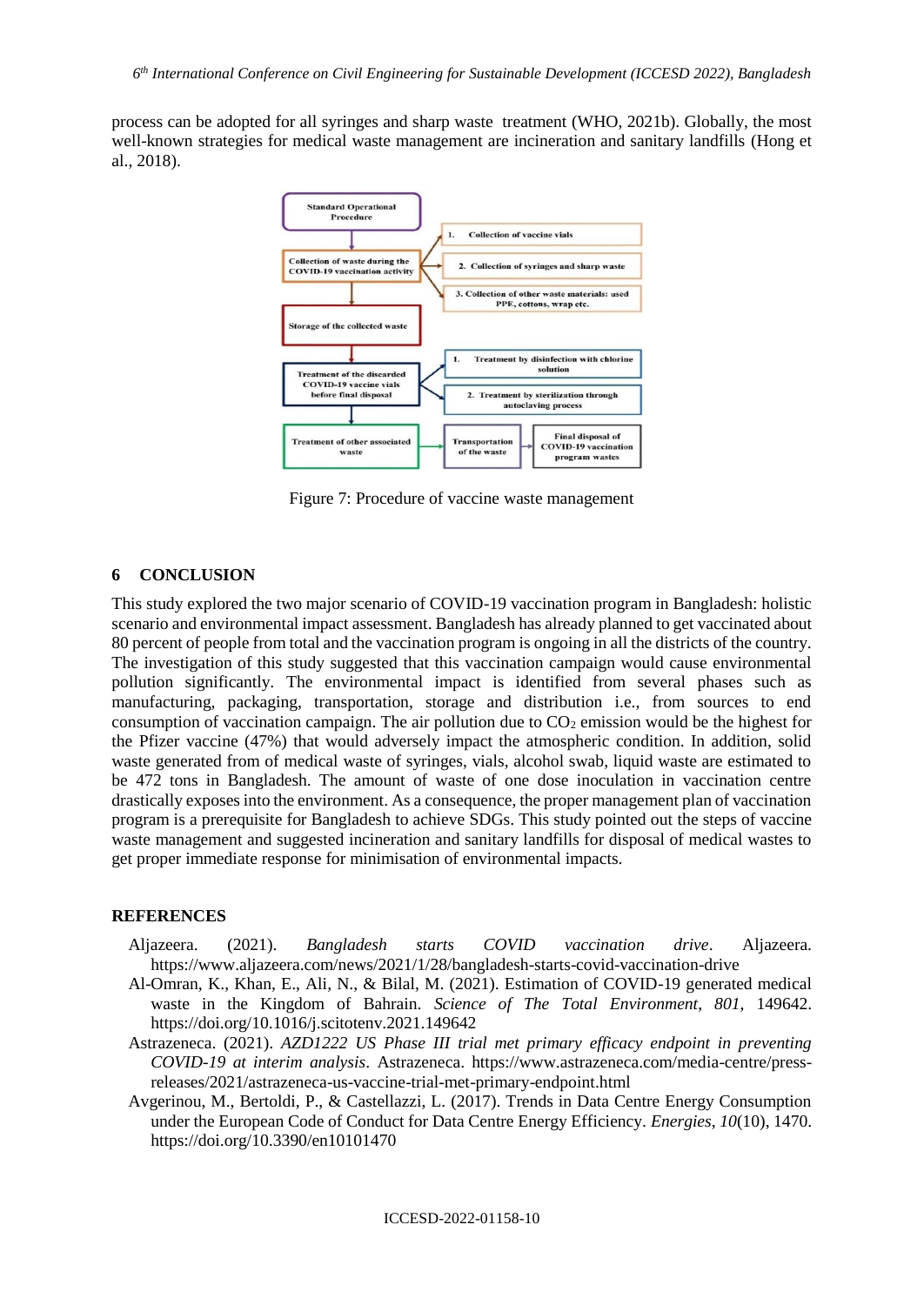process can be adopted for all syringes and sharp waste treatment (WHO, 2021b). Globally, the most well-known strategies for medical waste management are incineration and sanitary landfills (Hong et al., 2018).

Figure 7: Procedure of vaccine waste management

## 6 CONCLUSION

This study explored the two major scenario of COVID-19 vaccination program in Bangladesh: holistic scenario and environmental impact assessment. Bangladesh has already planned to get vaccinated about 80 percent of people from total and the vaccination program is ongoing in all the districts of the country. The investigation of this study suggested that this vaccination campaign would cause environmental pollution significantly. The environmental impact is identified from several phases such as manufacturing, packaging, transportation, storage and distribution i.e., from sources to end consumption of vaccination campaign. The air pollution due to $CO_2$ emission would be the highest for the Pfizer vaccine (47%) that would adversely impact the atmospheric condition. In addition, solid waste generated from of medical waste of syringes, vials, alcohol swab, liquid waste are estimated to be 472 tons in Bangladesh. The amount of waste of one dose inoculation in vaccination centre drastically exposes into the environment. As a consequence, the proper management plan of vaccination program is a prerequisite for Bangladesh to achieve SDGs. This study pointed out the steps of vaccine waste management and suggested incineration and sanitary landfills for disposal of medical wastes to get proper immediate response for minimisation of environmental impacts.

## REFERENCES

Aljazeera. (2021). *Bangladesh starts COVID vaccination drive*. Aljazeera. https://www.aljazeera.com/news/2021/1/28/bangladesh-starts-covid-vaccination-drive

Al-Omran, K., Khan, E., Ali, N., & Bilal, M. (2021). Estimation of COVID-19 generated medical waste in the Kingdom of Bahrain. *Science of The Total Environment*, *801*, 149642. https://doi.org/10.1016/j.scitotenv.2021.149642

Astrazeneca. (2021). *AZD1222 US Phase III trial met primary efficacy endpoint in preventing COVID-19 at interim analysis*. Astrazeneca. https://www.astrazeneca.com/media-centre/press-releases/2021/astrazeneca-us-vaccine-trial-met-primary-endpoint.html

Avgerinou, M., Bertoldi, P., & Castellazzi, L. (2017). Trends in Data Centre Energy Consumption under the European Code of Conduct for Data Centre Energy Efficiency. *Energies*, *10*(10), 1470. https://doi.org/10.3390/en10101470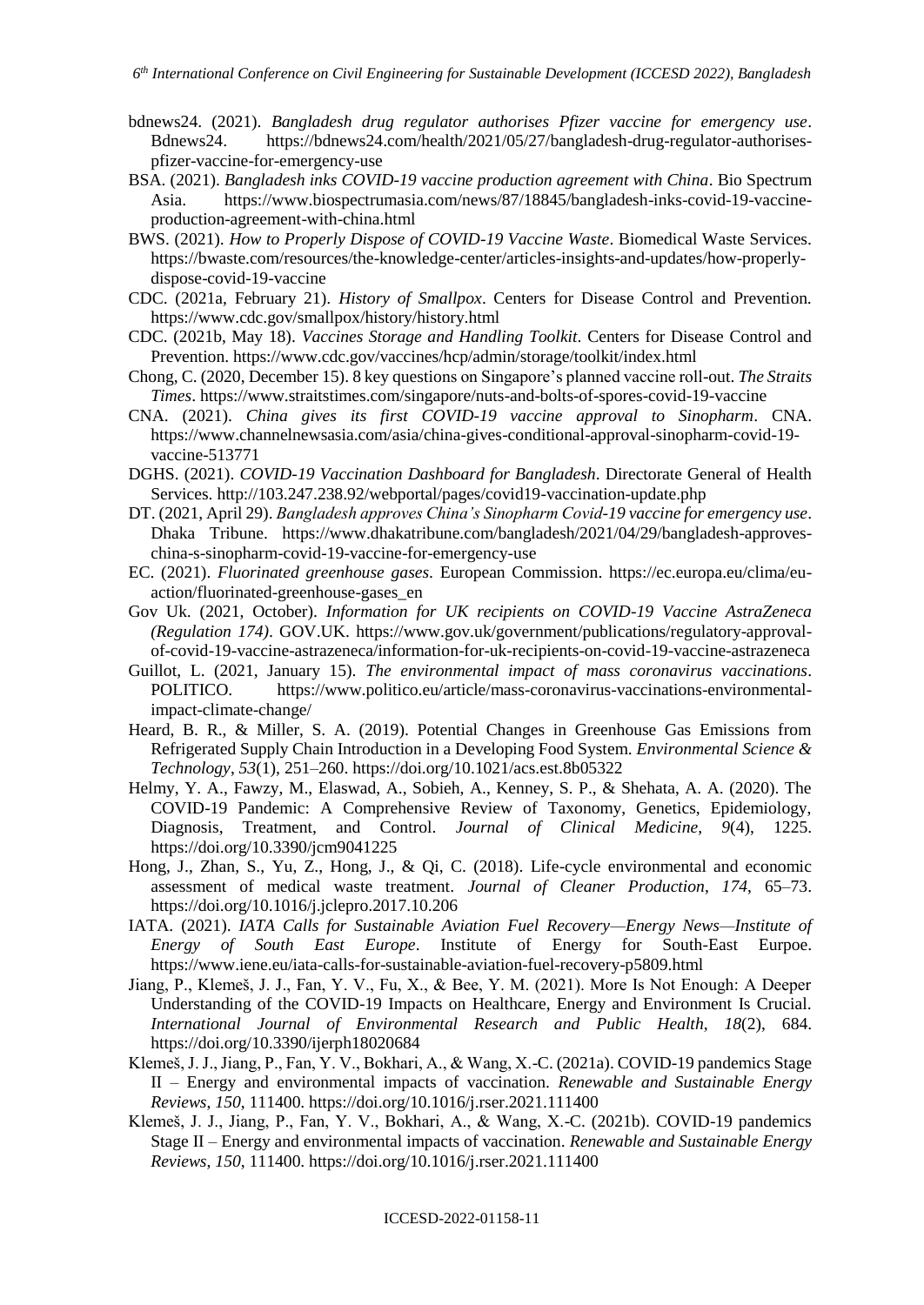bdnews24. (2021). *Bangladesh drug regulator authorises Pfizer vaccine for emergency use*. Bdnews24. https://bdnews24.com/health/2021/05/27/bangladesh-drug-regulator-authorises-pfizer-vaccine-for-emergency-use

BSA. (2021). *Bangladesh inks COVID-19 vaccine production agreement with China*. Bio Spectrum Asia. https://www.biospectrumasia.com/news/87/18845/bangladesh-inks-covid-19-vaccine-production-agreement-with-china.html

BWS. (2021). *How to Properly Dispose of COVID-19 Vaccine Waste*. Biomedical Waste Services. https://bwaste.com/resources/the-knowledge-center/articles-insights-and-updates/how-properly-dispose-covid-19-vaccine

CDC. (2021a, February 21). *History of Smallpox*. Centers for Disease Control and Prevention. https://www.cdc.gov/smallpox/history/history.html

CDC. (2021b, May 18). *Vaccines Storage and Handling Toolkit*. Centers for Disease Control and Prevention. https://www.cdc.gov/vaccines/hcp/admin/storage/toolkit/index.html

Chong, C. (2020, December 15). 8 key questions on Singapore's planned vaccine roll-out. *The Straits Times*. https://www.straitstimes.com/singapore/nuts-and-bolts-of-spores-covid-19-vaccine

CNA. (2021). *China gives its first COVID-19 vaccine approval to Sinopharm*. CNA. https://www.channelnewsasia.com/asia/china-gives-conditional-approval-sinopharm-covid-19-vaccine-513771

DGHS. (2021). *COVID-19 Vaccination Dashboard for Bangladesh*. Directorate General of Health Services. http://103.247.238.92/webportal/pages/covid19-vaccination-update.php

DT. (2021, April 29). *Bangladesh approves China's Sinopharm Covid-19 vaccine for emergency use*. Dhaka Tribune. https://www.dhakatribune.com/bangladesh/2021/04/29/bangladesh-approves-china-s-sinopharm-covid-19-vaccine-for-emergency-use

EC. (2021). *Fluorinated greenhouse gases*. European Commission. https://ec.europa.eu/clima/eu-action/fluorinated-greenhouse-gases_en

Gov Uk. (2021, October). *Information for UK recipients on COVID-19 Vaccine AstraZeneca (Regulation 174)*. GOV.UK. https://www.gov.uk/government/publications/regulatory-approval-of-covid-19-vaccine-astrazeneca/information-for-uk-recipients-on-covid-19-vaccine-astrazeneca

Guillot, L. (2021, January 15). *The environmental impact of mass coronavirus vaccinations*. POLITICO. https://www.politico.eu/article/mass-coronavirus-vaccinations-environmental-impact-climate-change/

Heard, B. R., & Miller, S. A. (2019). Potential Changes in Greenhouse Gas Emissions from Refrigerated Supply Chain Introduction in a Developing Food System. *Environmental Science & Technology*, *53*(1), 251–260. https://doi.org/10.1021/acs.est.8b05322

Helmy, Y. A., Fawzy, M., Elaswad, A., Sobieh, A., Kenney, S. P., & Shehata, A. A. (2020). The COVID-19 Pandemic: A Comprehensive Review of Taxonomy, Genetics, Epidemiology, Diagnosis, Treatment, and Control. *Journal of Clinical Medicine*, *9*(4), 1225. https://doi.org/10.3390/jcm9041225

Hong, J., Zhan, S., Yu, Z., Hong, J., & Qi, C. (2018). Life-cycle environmental and economic assessment of medical waste treatment. *Journal of Cleaner Production*, *174*, 65–73. https://doi.org/10.1016/j.jclepro.2017.10.206

IATA. (2021). *IATA Calls for Sustainable Aviation Fuel Recovery—Energy News—Institute of Energy of South East Europe*. Institute of Energy for South-East Eurpoe. https://www.iene.eu/iata-calls-for-sustainable-aviation-fuel-recovery-p5809.html

Jiang, P., Klemeš, J. J., Fan, Y. V., Fu, X., & Bee, Y. M. (2021). More Is Not Enough: A Deeper Understanding of the COVID-19 Impacts on Healthcare, Energy and Environment Is Crucial. *International Journal of Environmental Research and Public Health*, *18*(2), 684. https://doi.org/10.3390/ijerph18020684

Klemeš, J. J., Jiang, P., Fan, Y. V., Bokhari, A., & Wang, X.-C. (2021a). COVID-19 pandemics Stage II – Energy and environmental impacts of vaccination. *Renewable and Sustainable Energy Reviews*, *150*, 111400. https://doi.org/10.1016/j.rser.2021.111400

Klemeš, J. J., Jiang, P., Fan, Y. V., Bokhari, A., & Wang, X.-C. (2021b). COVID-19 pandemics Stage II – Energy and environmental impacts of vaccination. *Renewable and Sustainable Energy Reviews*, *150*, 111400. https://doi.org/10.1016/j.rser.2021.111400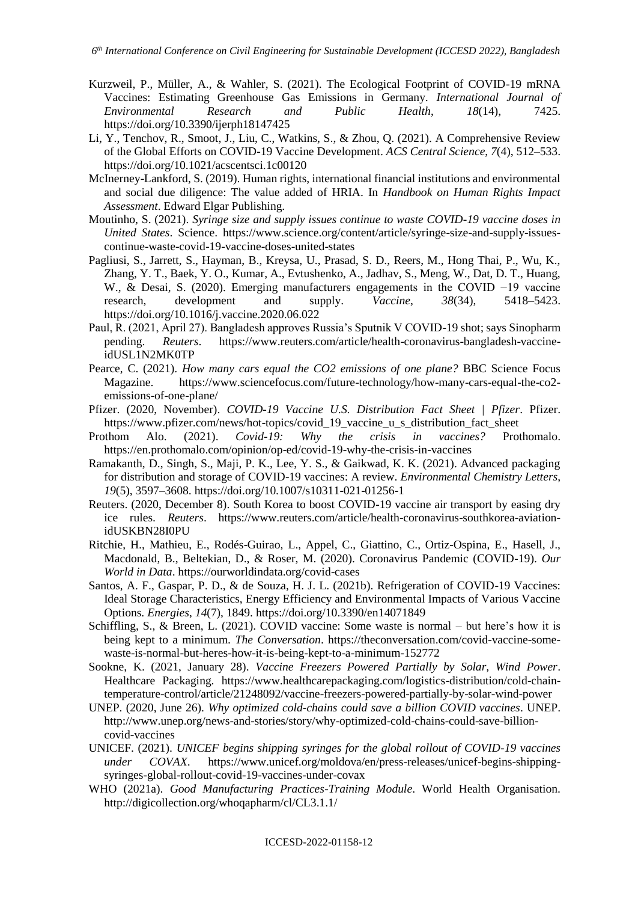Kurzweil, P., Müller, A., & Wahler, S. (2021). The Ecological Footprint of COVID-19 mRNA Vaccines: Estimating Greenhouse Gas Emissions in Germany. *International Journal of Environmental Research and Public Health*, *18*(14), 7425. https://doi.org/10.3390/ijerph18147425

Li, Y., Tenchov, R., Smoot, J., Liu, C., Watkins, S., & Zhou, Q. (2021). A Comprehensive Review of the Global Efforts on COVID-19 Vaccine Development. *ACS Central Science*, *7*(4), 512–533. https://doi.org/10.1021/acscentsci.1c00120

McInerney-Lankford, S. (2019). Human rights, international financial institutions and environmental and social due diligence: The value added of HRIA. In *Handbook on Human Rights Impact Assessment*. Edward Elgar Publishing.

Moutinho, S. (2021). *Syringe size and supply issues continue to waste COVID-19 vaccine doses in United States*. Science. https://www.science.org/content/article/syringe-size-and-supply-issues-continue-waste-covid-19-vaccine-doses-united-states

Pagliusi, S., Jarrett, S., Hayman, B., Kreysa, U., Prasad, S. D., Reers, M., Hong Thai, P., Wu, K., Zhang, Y. T., Baek, Y. O., Kumar, A., Evtushenko, A., Jadhav, S., Meng, W., Dat, D. T., Huang, W., & Desai, S. (2020). Emerging manufacturers engagements in the COVID −19 vaccine research, development and supply. *Vaccine*, *38*(34), 5418–5423. https://doi.org/10.1016/j.vaccine.2020.06.022

Paul, R. (2021, April 27). Bangladesh approves Russia's Sputnik V COVID-19 shot; says Sinopharm pending. *Reuters*. https://www.reuters.com/article/health-coronavirus-bangladesh-vaccine-idUSL1N2MK0TP

Pearce, C. (2021). *How many cars equal the CO2 emissions of one plane?* BBC Science Focus Magazine. https://www.sciencefocus.com/future-technology/how-many-cars-equal-the-co2-emissions-of-one-plane/

Pfizer. (2020, November). *COVID-19 Vaccine U.S. Distribution Fact Sheet | Pfizer*. Pfizer. https://www.pfizer.com/news/hot-topics/covid_19_vaccine_u_s_distribution_fact_sheet

Prothom Alo. (2021). *Covid-19: Why the crisis in vaccines?* Prothomalo. https://en.prothomalo.com/opinion/op-ed/covid-19-why-the-crisis-in-vaccines

Ramakanth, D., Singh, S., Maji, P. K., Lee, Y. S., & Gaikwad, K. K. (2021). Advanced packaging for distribution and storage of COVID-19 vaccines: A review. *Environmental Chemistry Letters*, *19*(5), 3597–3608. https://doi.org/10.1007/s10311-021-01256-1

Reuters. (2020, December 8). South Korea to boost COVID-19 vaccine air transport by easing dry ice rules. *Reuters*. https://www.reuters.com/article/health-coronavirus-southkorea-aviation-idUSKBN28I0PU

Ritchie, H., Mathieu, E., Rodés-Guirao, L., Appel, C., Giattino, C., Ortiz-Ospina, E., Hasell, J., Macdonald, B., Beltekian, D., & Roser, M. (2020). Coronavirus Pandemic (COVID-19). *Our World in Data*. https://ourworldindata.org/covid-cases

Santos, A. F., Gaspar, P. D., & de Souza, H. J. L. (2021b). Refrigeration of COVID-19 Vaccines: Ideal Storage Characteristics, Energy Efficiency and Environmental Impacts of Various Vaccine Options. *Energies*, *14*(7), 1849. https://doi.org/10.3390/en14071849

Schiffling, S., & Breen, L. (2021). COVID vaccine: Some waste is normal – but here's how it is being kept to a minimum. *The Conversation*. https://theconversation.com/covid-vaccine-some-waste-is-normal-but-heres-how-it-is-being-kept-to-a-minimum-152772

Sookne, K. (2021, January 28). *Vaccine Freezers Powered Partially by Solar, Wind Power*. Healthcare Packaging. https://www.healthcarepackaging.com/logistics-distribution/cold-chain-temperature-control/article/21248092/vaccine-freezers-powered-partially-by-solar-wind-power

UNEP. (2020, June 26). *Why optimized cold-chains could save a billion COVID vaccines*. UNEP. http://www.unep.org/news-and-stories/story/why-optimized-cold-chains-could-save-billion-covid-vaccines

UNICEF. (2021). *UNICEF begins shipping syringes for the global rollout of COVID-19 vaccines under COVAX*. https://www.unicef.org/moldova/en/press-releases/unicef-begins-shipping-syringes-global-rollout-covid-19-vaccines-under-covax

WHO (2021a). *Good Manufacturing Practices-Training Module*. World Health Organisation. http://digicollection.org/whoqapharm/cl/CL3.1.1/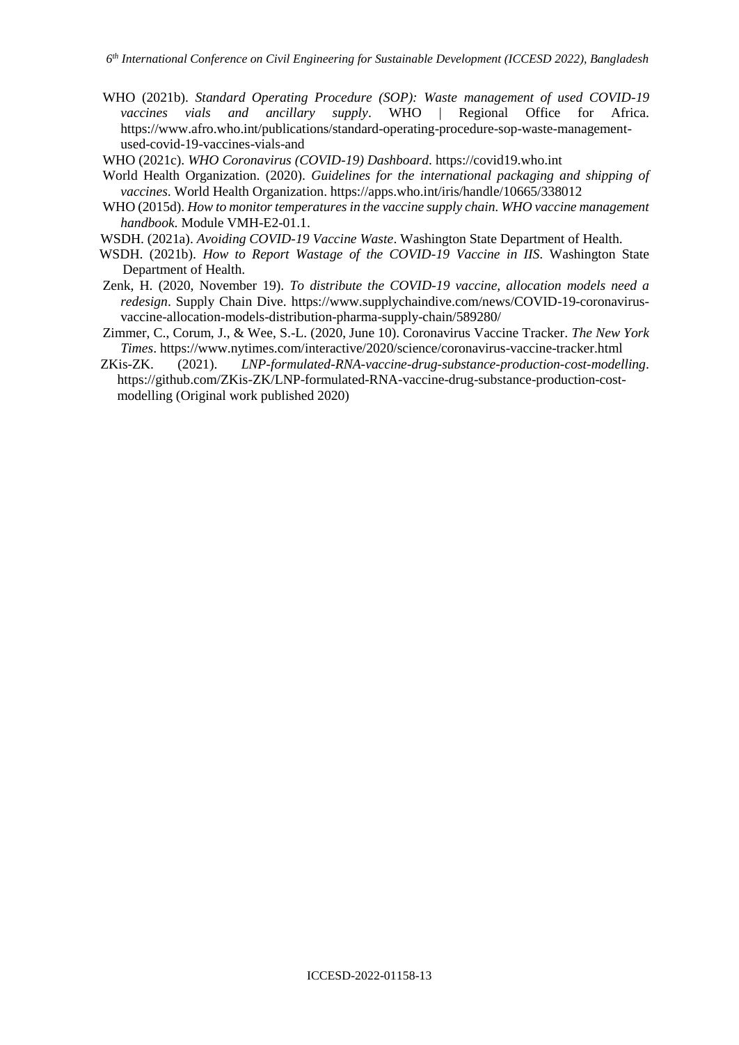WHO (2021b). *Standard Operating Procedure (SOP): Waste management of used COVID-19 vaccines vials and ancillary supply*. WHO | Regional Office for Africa. https://www.afro.who.int/publications/standard-operating-procedure-sop-waste-management-used-covid-19-vaccines-vials-and

WHO (2021c). *WHO Coronavirus (COVID-19) Dashboard*. https://covid19.who.int

World Health Organization. (2020). *Guidelines for the international packaging and shipping of vaccines*. World Health Organization. https://apps.who.int/iris/handle/10665/338012

WHO (2015d). *How to monitor temperatures in the vaccine supply chain. WHO vaccine management handbook*. Module VMH-E2-01.1.

WSDH. (2021a). *Avoiding COVID-19 Vaccine Waste*. Washington State Department of Health.

WSDH. (2021b). *How to Report Wastage of the COVID-19 Vaccine in IIS*. Washington State Department of Health.

Zenk, H. (2020, November 19). *To distribute the COVID-19 vaccine, allocation models need a redesign*. Supply Chain Dive. https://www.supplychaindive.com/news/COVID-19-coronavirus-vaccine-allocation-models-distribution-pharma-supply-chain/589280/

Zimmer, C., Corum, J., & Wee, S.-L. (2020, June 10). Coronavirus Vaccine Tracker. *The New York Times*. https://www.nytimes.com/interactive/2020/science/coronavirus-vaccine-tracker.html

ZKis-ZK. (2021). *LNP-formulated-RNA-vaccine-drug-substance-production-cost-modelling*. https://github.com/ZKis-ZK/LNP-formulated-RNA-vaccine-drug-substance-production-cost-modelling (Original work published 2020)